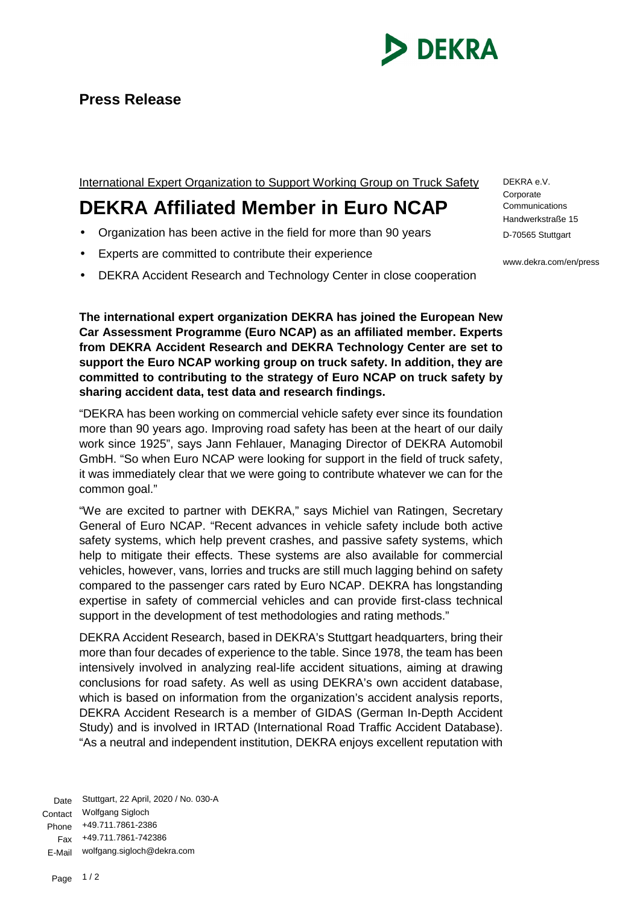**Press Release**

International Expert Organization to Support Working Group on Truck Safety

# DEKRA Affiliated Member in Euro NCAP

- Organization has been active in the field for more than 90 years
- Experts are committed to contribute their experience
- DEKRA Accident Research and Technology Center in close cooperation

DEKRA e.V.
Corporate Communications
Handwerkstraße 15
D-70565 Stuttgart

www.dekra.com/en/press

**The international expert organization DEKRA has joined the European New Car Assessment Programme (Euro NCAP) as an affiliated member. Experts from DEKRA Accident Research and DEKRA Technology Center are set to support the Euro NCAP working group on truck safety. In addition, they are committed to contributing to the strategy of Euro NCAP on truck safety by sharing accident data, test data and research findings.**

"DEKRA has been working on commercial vehicle safety ever since its foundation more than 90 years ago. Improving road safety has been at the heart of our daily work since 1925", says Jann Fehlauer, Managing Director of DEKRA Automobil GmbH. "So when Euro NCAP were looking for support in the field of truck safety, it was immediately clear that we were going to contribute whatever we can for the common goal."

"We are excited to partner with DEKRA," says Michiel van Ratingen, Secretary General of Euro NCAP. "Recent advances in vehicle safety include both active safety systems, which help prevent crashes, and passive safety systems, which help to mitigate their effects. These systems are also available for commercial vehicles, however, vans, lorries and trucks are still much lagging behind on safety compared to the passenger cars rated by Euro NCAP. DEKRA has longstanding expertise in safety of commercial vehicles and can provide first-class technical support in the development of test methodologies and rating methods."

DEKRA Accident Research, based in DEKRA's Stuttgart headquarters, bring their more than four decades of experience to the table. Since 1978, the team has been intensively involved in analyzing real-life accident situations, aiming at drawing conclusions for road safety. As well as using DEKRA's own accident database, which is based on information from the organization's accident analysis reports, DEKRA Accident Research is a member of GIDAS (German In-Depth Accident Study) and is involved in IRTAD (International Road Traffic Accident Database). "As a neutral and independent institution, DEKRA enjoys excellent reputation with

Date Stuttgart, 22 April, 2020 / No. 030-A
Contact Wolfgang Sigloch
Phone +49.711.7861-2386
Fax +49.711.7861-742386
E-Mail wolfgang.sigloch@dekra.com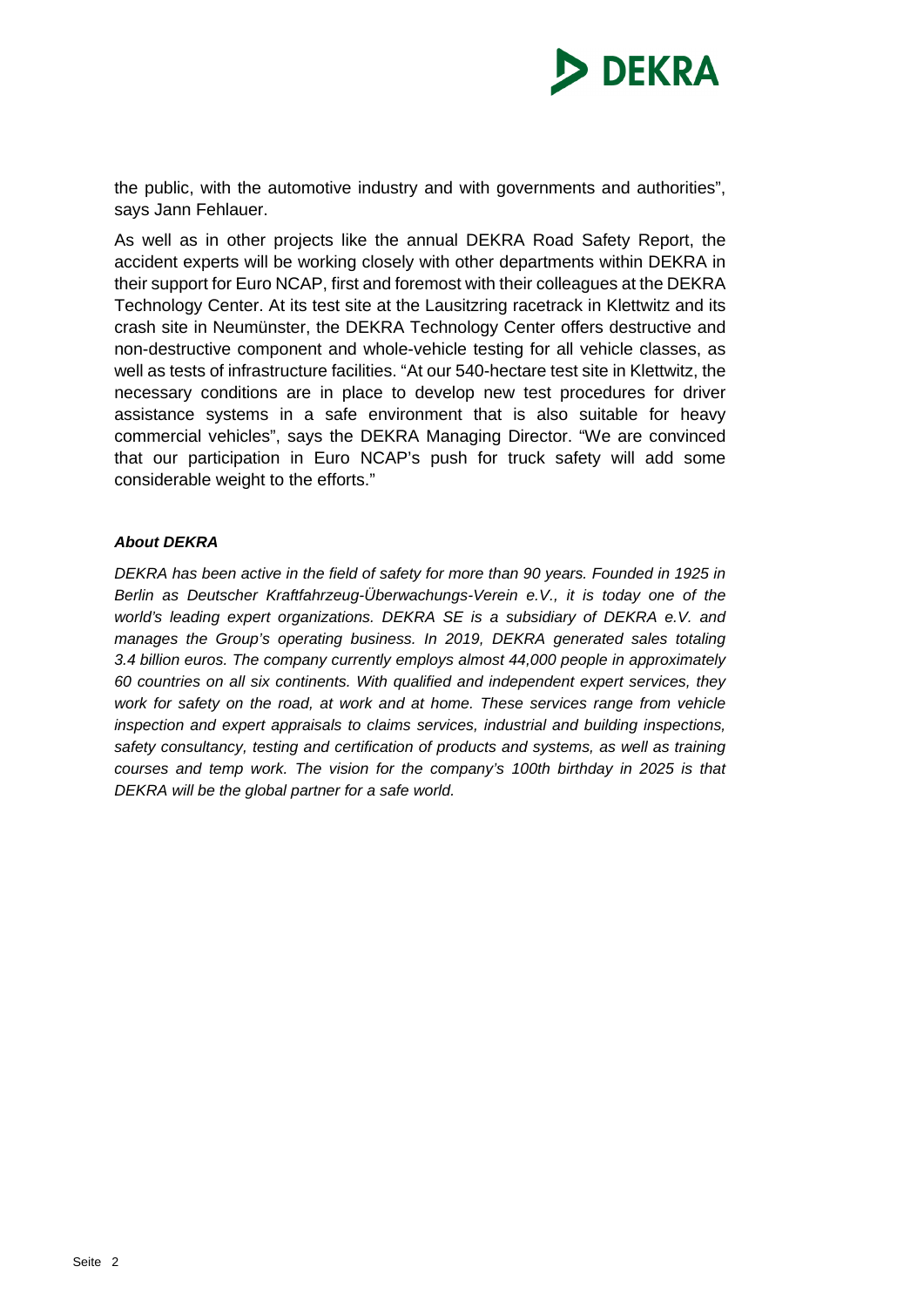the public, with the automotive industry and with governments and authorities", says Jann Fehlauer.

As well as in other projects like the annual DEKRA Road Safety Report, the accident experts will be working closely with other departments within DEKRA in their support for Euro NCAP, first and foremost with their colleagues at the DEKRA Technology Center. At its test site at the Lausitzring racetrack in Klettwitz and its crash site in Neumünster, the DEKRA Technology Center offers destructive and non-destructive component and whole-vehicle testing for all vehicle classes, as well as tests of infrastructure facilities. "At our 540-hectare test site in Klettwitz, the necessary conditions are in place to develop new test procedures for driver assistance systems in a safe environment that is also suitable for heavy commercial vehicles", says the DEKRA Managing Director. "We are convinced that our participation in Euro NCAP's push for truck safety will add some considerable weight to the efforts."

***About DEKRA***

*DEKRA has been active in the field of safety for more than 90 years. Founded in 1925 in Berlin as Deutscher Kraftfahrzeug-Überwachungs-Verein e.V., it is today one of the world's leading expert organizations. DEKRA SE is a subsidiary of DEKRA e.V. and manages the Group's operating business. In 2019, DEKRA generated sales totaling 3.4 billion euros. The company currently employs almost 44,000 people in approximately 60 countries on all six continents. With qualified and independent expert services, they work for safety on the road, at work and at home. These services range from vehicle inspection and expert appraisals to claims services, industrial and building inspections, safety consultancy, testing and certification of products and systems, as well as training courses and temp work. The vision for the company's 100th birthday in 2025 is that DEKRA will be the global partner for a safe world.*